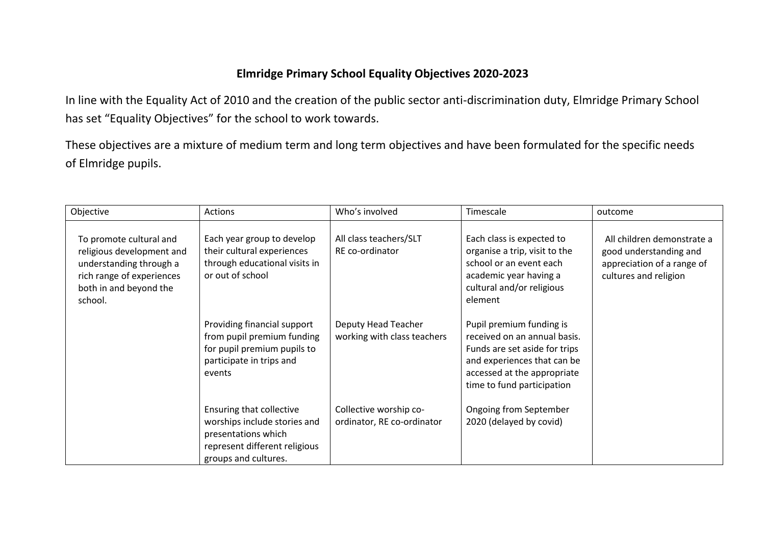# Elmridge Primary School Equality Objectives 2020-2023

In line with the Equality Act of 2010 and the creation of the public sector anti-discrimination duty, Elmridge Primary School has set "Equality Objectives" for the school to work towards.

These objectives are a mixture of medium term and long term objectives and have been formulated for the specific needs of Elmridge pupils.

| Objective | Actions | Who's involved | Timescale | outcome |
|---|---|---|---|---|
| To promote cultural and religious development and understanding through a rich range of experiences both in and beyond the school. | Each year group to develop their cultural experiences through educational visits in or out of school | All class teachers/SLT RE co-ordinator | Each class is expected to organise a trip, visit to the school or an event each academic year having a cultural and/or religious element | All children demonstrate a good understanding and appreciation of a range of cultures and religion |
| | Providing financial support from pupil premium funding for pupil premium pupils to participate in trips and events | Deputy Head Teacher working with class teachers | Pupil premium funding is received on an annual basis. Funds are set aside for trips and experiences that can be accessed at the appropriate time to fund participation | |
| | Ensuring that collective worships include stories and presentations which represent different religious groups and cultures. | Collective worship co-ordinator, RE co-ordinator | Ongoing from September 2020 (delayed by covid) | |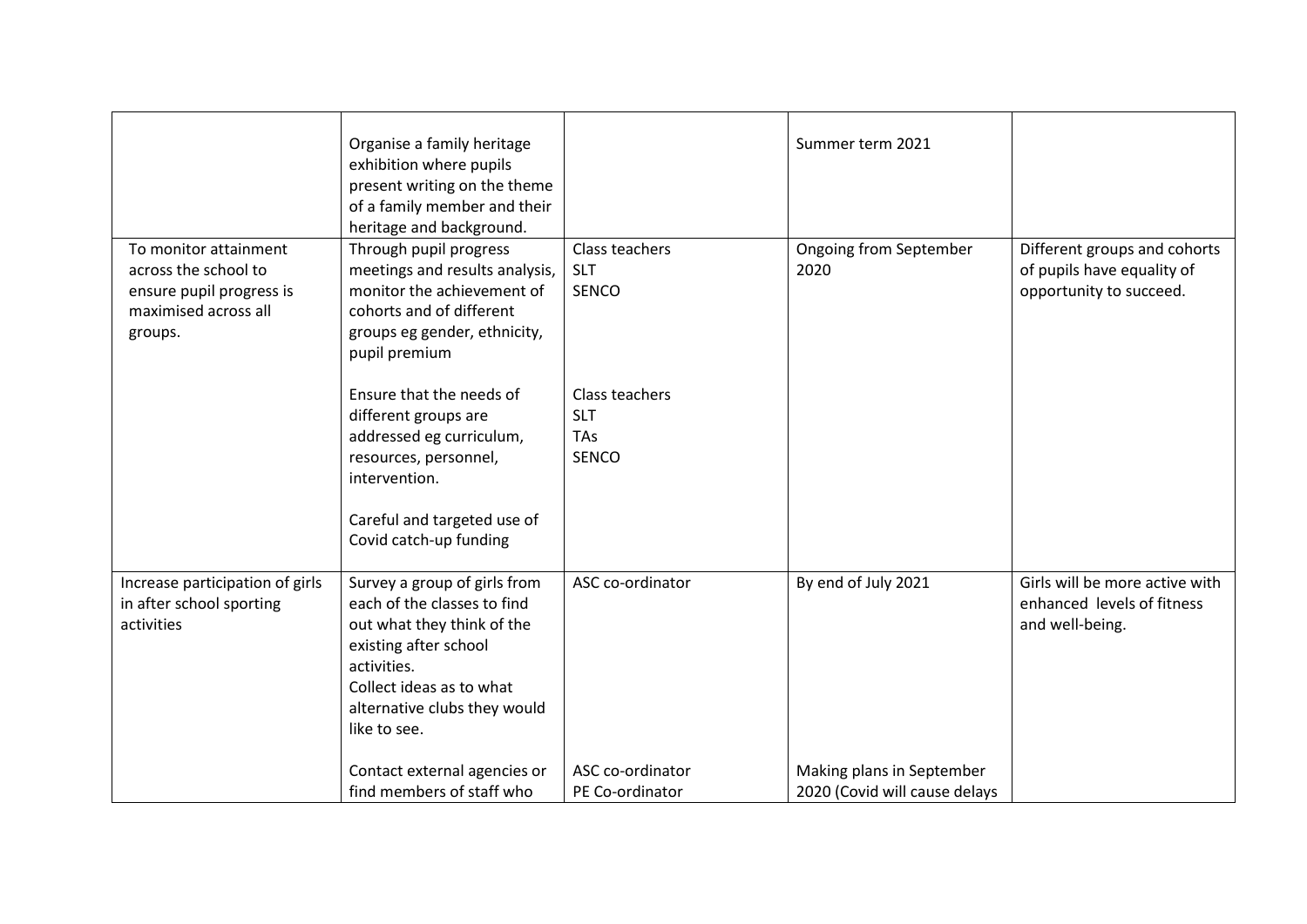| | | | | |
|---|---|---|---|---|
| | Organise a family heritage exhibition where pupils present writing on the theme of a family member and their heritage and background. | | Summer term 2021 | |
| To monitor attainment across the school to ensure pupil progress is maximised across all groups. | Through pupil progress meetings and results analysis, monitor the achievement of cohorts and of different groups eg gender, ethnicity, pupil premium<br><br>Ensure that the needs of different groups are addressed eg curriculum, resources, personnel, intervention.<br><br>Careful and targeted use of Covid catch-up funding | Class teachers<br>SLT<br>SENCO<br><br>Class teachers<br>SLT<br>TAs<br>SENCO | Ongoing from September 2020 | Different groups and cohorts of pupils have equality of opportunity to succeed. |
| Increase participation of girls in after school sporting activities | Survey a group of girls from each of the classes to find out what they think of the existing after school activities.<br>Collect ideas as to what alternative clubs they would like to see.<br><br>Contact external agencies or find members of staff who | ASC co-ordinator<br><br>ASC co-ordinator<br>PE Co-ordinator | By end of July 2021<br><br>Making plans in September 2020 (Covid will cause delays | Girls will be more active with enhanced levels of fitness and well-being. |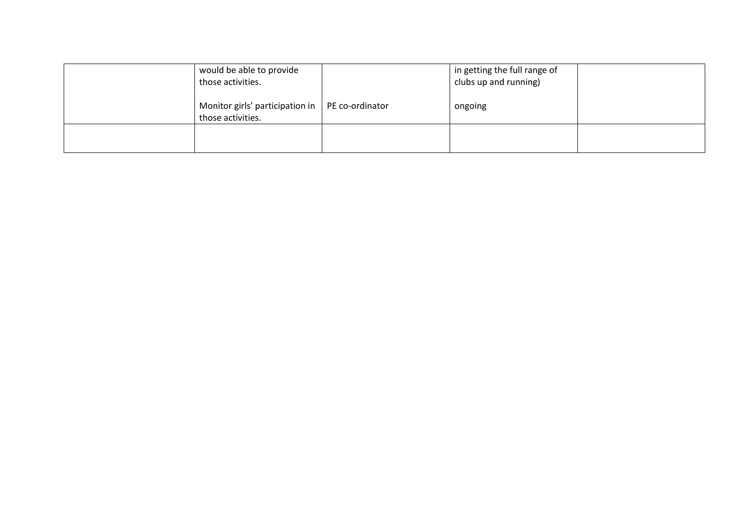| | | | | |
|---|---|---|---|---|
| | would be able to provide those activities.<br><br>Monitor girls' participation in those activities. | <br><br><br>PE co-ordinator | in getting the full range of clubs up and running)<br><br>ongoing | |
| | | | | |